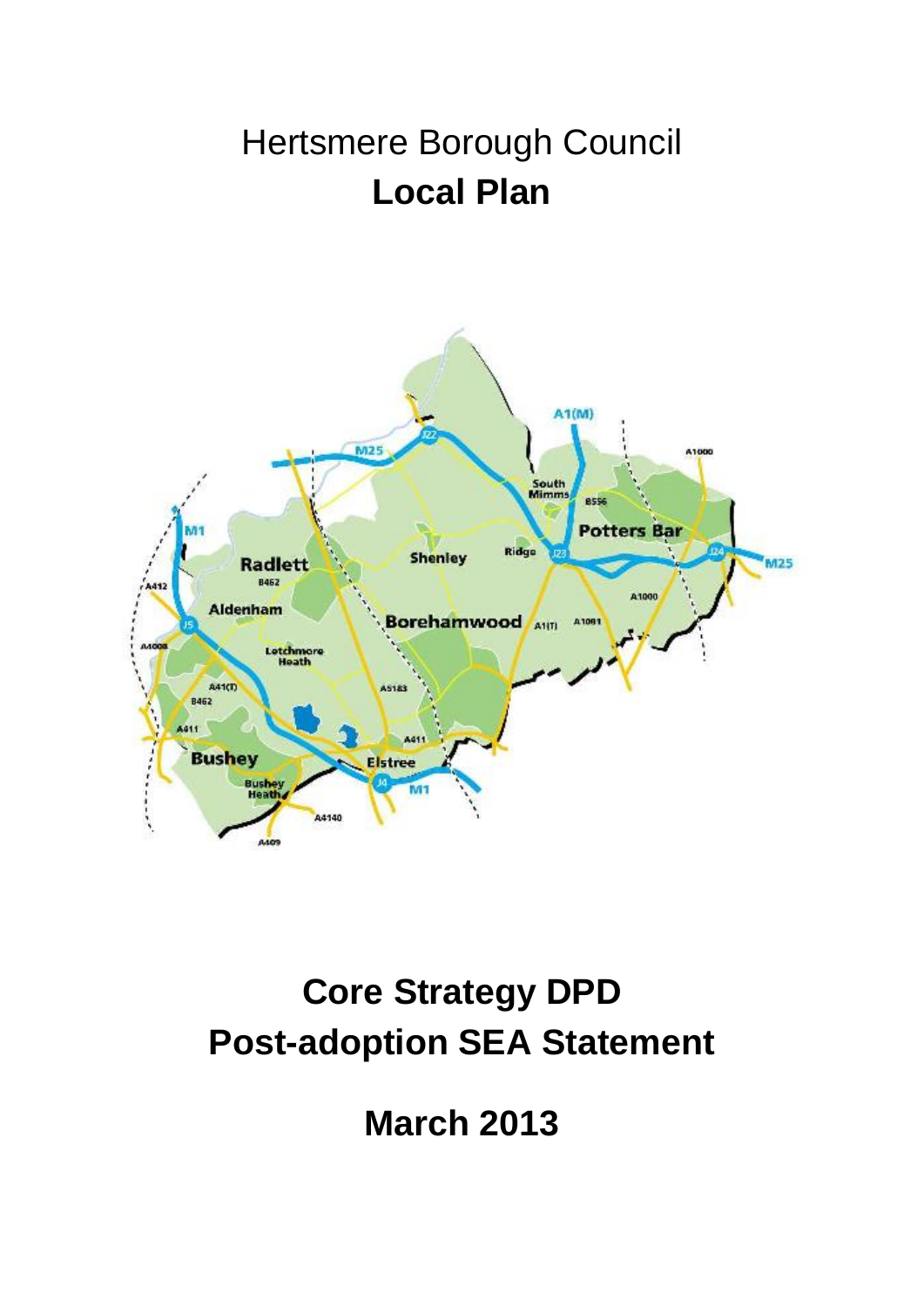Hertsmere Borough Council

# Local Plan

# Core Strategy DPD
# Post-adoption SEA Statement

## March 2013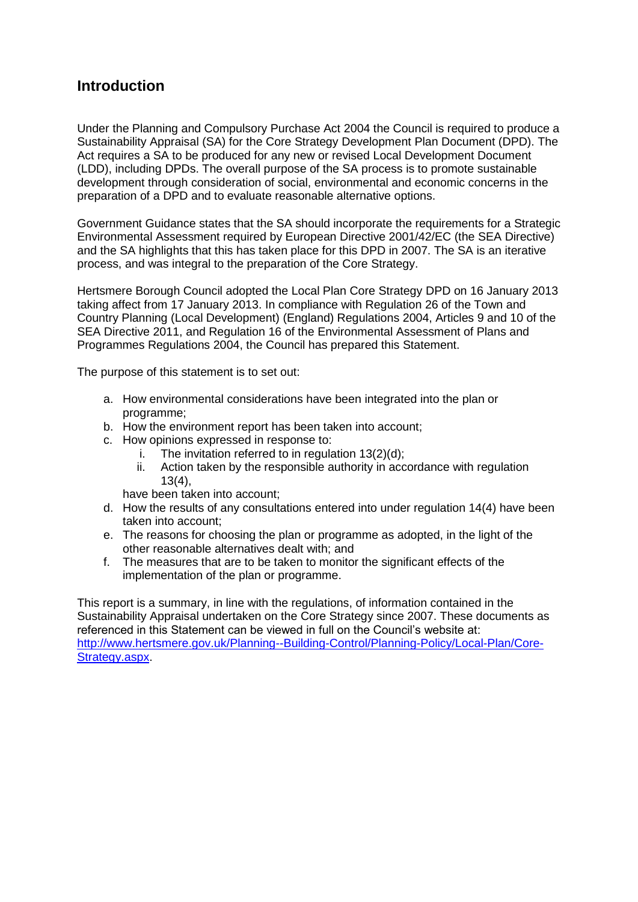## Introduction

Under the Planning and Compulsory Purchase Act 2004 the Council is required to produce a Sustainability Appraisal (SA) for the Core Strategy Development Plan Document (DPD). The Act requires a SA to be produced for any new or revised Local Development Document (LDD), including DPDs. The overall purpose of the SA process is to promote sustainable development through consideration of social, environmental and economic concerns in the preparation of a DPD and to evaluate reasonable alternative options.

Government Guidance states that the SA should incorporate the requirements for a Strategic Environmental Assessment required by European Directive 2001/42/EC (the SEA Directive) and the SA highlights that this has taken place for this DPD in 2007. The SA is an iterative process, and was integral to the preparation of the Core Strategy.

Hertsmere Borough Council adopted the Local Plan Core Strategy DPD on 16 January 2013 taking affect from 17 January 2013. In compliance with Regulation 26 of the Town and Country Planning (Local Development) (England) Regulations 2004, Articles 9 and 10 of the SEA Directive 2011, and Regulation 16 of the Environmental Assessment of Plans and Programmes Regulations 2004, the Council has prepared this Statement.

The purpose of this statement is to set out:

a. How environmental considerations have been integrated into the plan or programme;
b. How the environment report has been taken into account;
c. How opinions expressed in response to:
    i. The invitation referred to in regulation 13(2)(d);
    ii. Action taken by the responsible authority in accordance with regulation 13(4),

    have been taken into account;
d. How the results of any consultations entered into under regulation 14(4) have been taken into account;
e. The reasons for choosing the plan or programme as adopted, in the light of the other reasonable alternatives dealt with; and
f. The measures that are to be taken to monitor the significant effects of the implementation of the plan or programme.

This report is a summary, in line with the regulations, of information contained in the Sustainability Appraisal undertaken on the Core Strategy since 2007. These documents as referenced in this Statement can be viewed in full on the Council's website at: [http://www.hertsmere.gov.uk/Planning--Building-Control/Planning-Policy/Local-Plan/Core-Strategy.aspx](http://www.hertsmere.gov.uk/Planning--Building-Control/Planning-Policy/Local-Plan/Core-Strategy.aspx).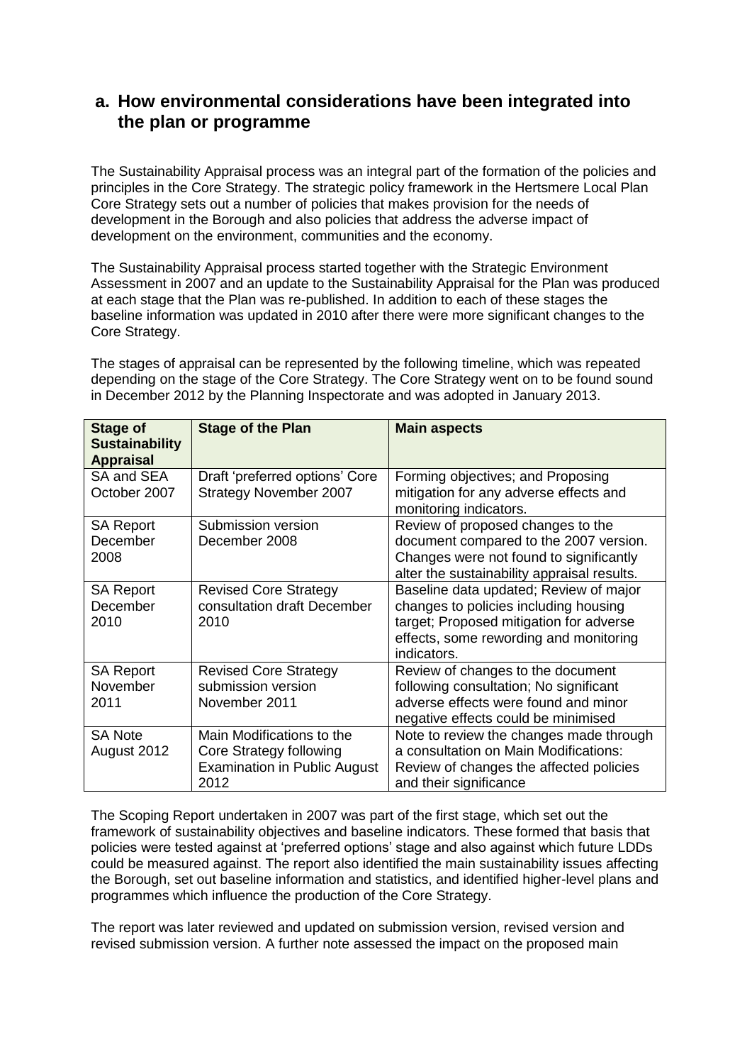## a. How environmental considerations have been integrated into the plan or programme

The Sustainability Appraisal process was an integral part of the formation of the policies and principles in the Core Strategy. The strategic policy framework in the Hertsmere Local Plan Core Strategy sets out a number of policies that makes provision for the needs of development in the Borough and also policies that address the adverse impact of development on the environment, communities and the economy.

The Sustainability Appraisal process started together with the Strategic Environment Assessment in 2007 and an update to the Sustainability Appraisal for the Plan was produced at each stage that the Plan was re-published. In addition to each of these stages the baseline information was updated in 2010 after there were more significant changes to the Core Strategy.

The stages of appraisal can be represented by the following timeline, which was repeated depending on the stage of the Core Strategy. The Core Strategy went on to be found sound in December 2012 by the Planning Inspectorate and was adopted in January 2013.

| Stage of Sustainability Appraisal | Stage of the Plan | Main aspects |
|---|---|---|
| SA and SEA October 2007 | Draft 'preferred options' Core Strategy November 2007 | Forming objectives; and Proposing mitigation for any adverse effects and monitoring indicators. |
| SA Report December 2008 | Submission version December 2008 | Review of proposed changes to the document compared to the 2007 version. Changes were not found to significantly alter the sustainability appraisal results. |
| SA Report December 2010 | Revised Core Strategy consultation draft December 2010 | Baseline data updated; Review of major changes to policies including housing target; Proposed mitigation for adverse effects, some rewording and monitoring indicators. |
| SA Report November 2011 | Revised Core Strategy submission version November 2011 | Review of changes to the document following consultation; No significant adverse effects were found and minor negative effects could be minimised |
| SA Note August 2012 | Main Modifications to the Core Strategy following Examination in Public August 2012 | Note to review the changes made through a consultation on Main Modifications: Review of changes the affected policies and their significance |

The Scoping Report undertaken in 2007 was part of the first stage, which set out the framework of sustainability objectives and baseline indicators. These formed that basis that policies were tested against at 'preferred options' stage and also against which future LDDs could be measured against. The report also identified the main sustainability issues affecting the Borough, set out baseline information and statistics, and identified higher-level plans and programmes which influence the production of the Core Strategy.

The report was later reviewed and updated on submission version, revised version and revised submission version. A further note assessed the impact on the proposed main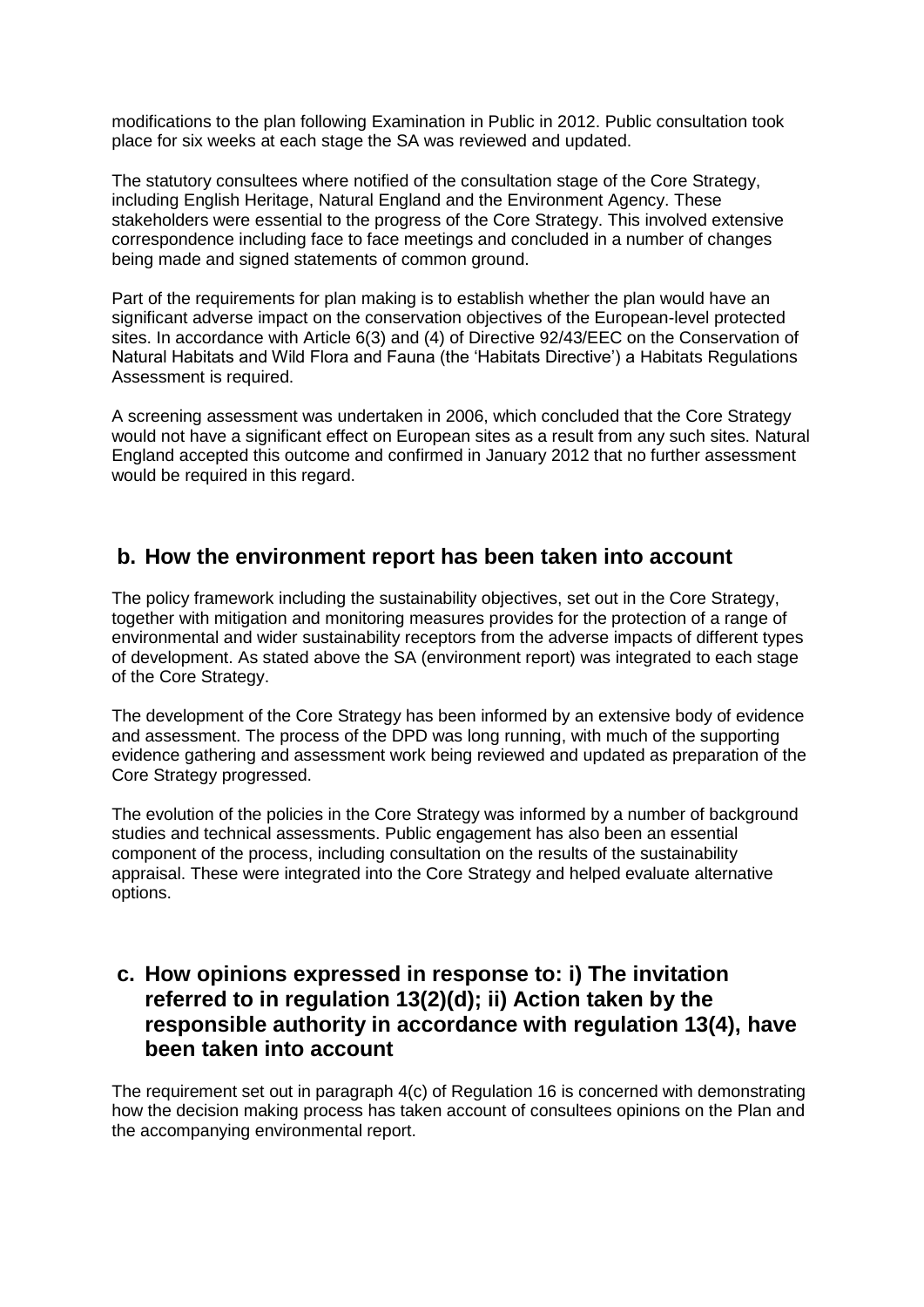modifications to the plan following Examination in Public in 2012. Public consultation took place for six weeks at each stage the SA was reviewed and updated.

The statutory consultees where notified of the consultation stage of the Core Strategy, including English Heritage, Natural England and the Environment Agency. These stakeholders were essential to the progress of the Core Strategy. This involved extensive correspondence including face to face meetings and concluded in a number of changes being made and signed statements of common ground.

Part of the requirements for plan making is to establish whether the plan would have an significant adverse impact on the conservation objectives of the European-level protected sites. In accordance with Article 6(3) and (4) of Directive 92/43/EEC on the Conservation of Natural Habitats and Wild Flora and Fauna (the 'Habitats Directive') a Habitats Regulations Assessment is required.

A screening assessment was undertaken in 2006, which concluded that the Core Strategy would not have a significant effect on European sites as a result from any such sites. Natural England accepted this outcome and confirmed in January 2012 that no further assessment would be required in this regard.

## b. How the environment report has been taken into account

The policy framework including the sustainability objectives, set out in the Core Strategy, together with mitigation and monitoring measures provides for the protection of a range of environmental and wider sustainability receptors from the adverse impacts of different types of development. As stated above the SA (environment report) was integrated to each stage of the Core Strategy.

The development of the Core Strategy has been informed by an extensive body of evidence and assessment. The process of the DPD was long running, with much of the supporting evidence gathering and assessment work being reviewed and updated as preparation of the Core Strategy progressed.

The evolution of the policies in the Core Strategy was informed by a number of background studies and technical assessments. Public engagement has also been an essential component of the process, including consultation on the results of the sustainability appraisal. These were integrated into the Core Strategy and helped evaluate alternative options.

## c. How opinions expressed in response to: i) The invitation referred to in regulation 13(2)(d); ii) Action taken by the responsible authority in accordance with regulation 13(4), have been taken into account

The requirement set out in paragraph 4(c) of Regulation 16 is concerned with demonstrating how the decision making process has taken account of consultees opinions on the Plan and the accompanying environmental report.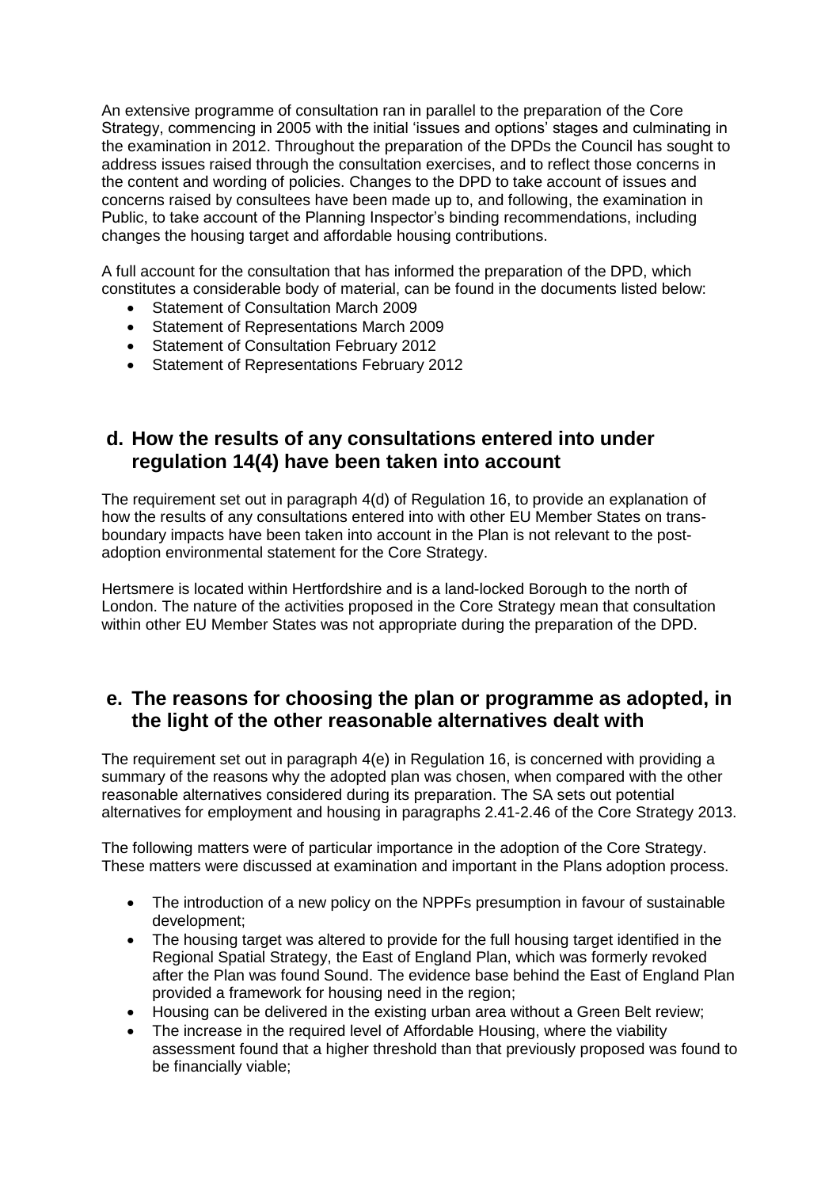An extensive programme of consultation ran in parallel to the preparation of the Core Strategy, commencing in 2005 with the initial 'issues and options' stages and culminating in the examination in 2012. Throughout the preparation of the DPDs the Council has sought to address issues raised through the consultation exercises, and to reflect those concerns in the content and wording of policies. Changes to the DPD to take account of issues and concerns raised by consultees have been made up to, and following, the examination in Public, to take account of the Planning Inspector's binding recommendations, including changes the housing target and affordable housing contributions.

A full account for the consultation that has informed the preparation of the DPD, which constitutes a considerable body of material, can be found in the documents listed below:

- Statement of Consultation March 2009
- Statement of Representations March 2009
- Statement of Consultation February 2012
- Statement of Representations February 2012

## d. How the results of any consultations entered into under regulation 14(4) have been taken into account

The requirement set out in paragraph 4(d) of Regulation 16, to provide an explanation of how the results of any consultations entered into with other EU Member States on trans-boundary impacts have been taken into account in the Plan is not relevant to the post-adoption environmental statement for the Core Strategy.

Hertsmere is located within Hertfordshire and is a land-locked Borough to the north of London. The nature of the activities proposed in the Core Strategy mean that consultation within other EU Member States was not appropriate during the preparation of the DPD.

## e. The reasons for choosing the plan or programme as adopted, in the light of the other reasonable alternatives dealt with

The requirement set out in paragraph 4(e) in Regulation 16, is concerned with providing a summary of the reasons why the adopted plan was chosen, when compared with the other reasonable alternatives considered during its preparation. The SA sets out potential alternatives for employment and housing in paragraphs 2.41-2.46 of the Core Strategy 2013.

The following matters were of particular importance in the adoption of the Core Strategy. These matters were discussed at examination and important in the Plans adoption process.

- The introduction of a new policy on the NPPFs presumption in favour of sustainable development;
- The housing target was altered to provide for the full housing target identified in the Regional Spatial Strategy, the East of England Plan, which was formerly revoked after the Plan was found Sound. The evidence base behind the East of England Plan provided a framework for housing need in the region;
- Housing can be delivered in the existing urban area without a Green Belt review;
- The increase in the required level of Affordable Housing, where the viability assessment found that a higher threshold than that previously proposed was found to be financially viable;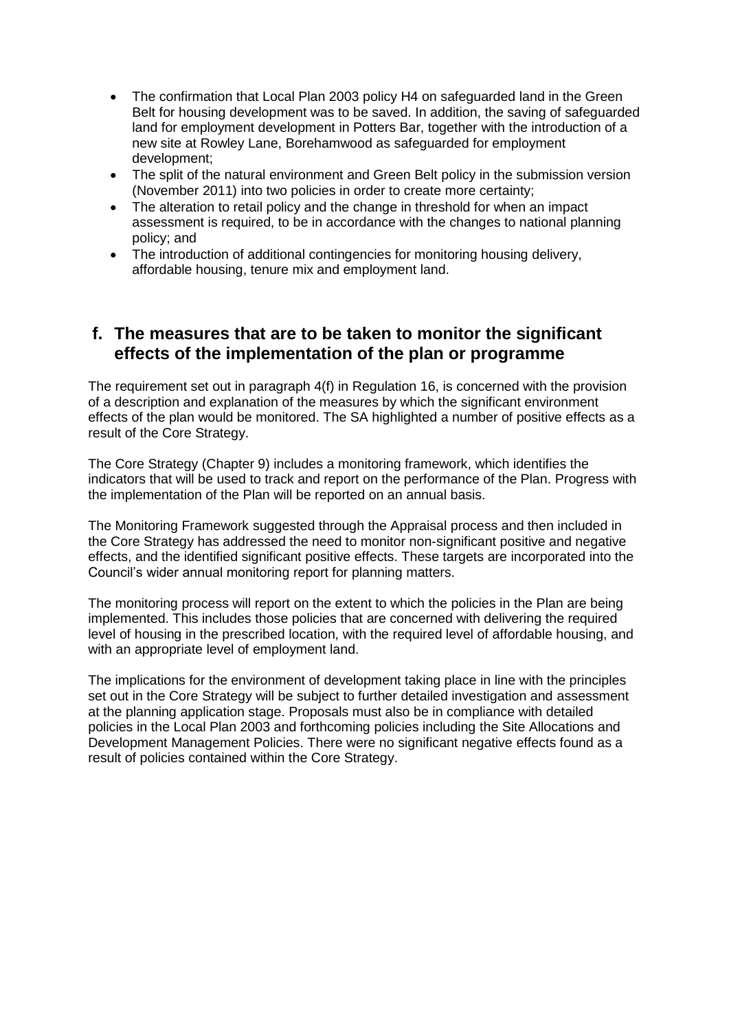- The confirmation that Local Plan 2003 policy H4 on safeguarded land in the Green Belt for housing development was to be saved. In addition, the saving of safeguarded land for employment development in Potters Bar, together with the introduction of a new site at Rowley Lane, Borehamwood as safeguarded for employment development;
- The split of the natural environment and Green Belt policy in the submission version (November 2011) into two policies in order to create more certainty;
- The alteration to retail policy and the change in threshold for when an impact assessment is required, to be in accordance with the changes to national planning policy; and
- The introduction of additional contingencies for monitoring housing delivery, affordable housing, tenure mix and employment land.

## f. The measures that are to be taken to monitor the significant effects of the implementation of the plan or programme

The requirement set out in paragraph 4(f) in Regulation 16, is concerned with the provision of a description and explanation of the measures by which the significant environment effects of the plan would be monitored. The SA highlighted a number of positive effects as a result of the Core Strategy.

The Core Strategy (Chapter 9) includes a monitoring framework, which identifies the indicators that will be used to track and report on the performance of the Plan. Progress with the implementation of the Plan will be reported on an annual basis.

The Monitoring Framework suggested through the Appraisal process and then included in the Core Strategy has addressed the need to monitor non-significant positive and negative effects, and the identified significant positive effects. These targets are incorporated into the Council's wider annual monitoring report for planning matters.

The monitoring process will report on the extent to which the policies in the Plan are being implemented. This includes those policies that are concerned with delivering the required level of housing in the prescribed location, with the required level of affordable housing, and with an appropriate level of employment land.

The implications for the environment of development taking place in line with the principles set out in the Core Strategy will be subject to further detailed investigation and assessment at the planning application stage. Proposals must also be in compliance with detailed policies in the Local Plan 2003 and forthcoming policies including the Site Allocations and Development Management Policies. There were no significant negative effects found as a result of policies contained within the Core Strategy.